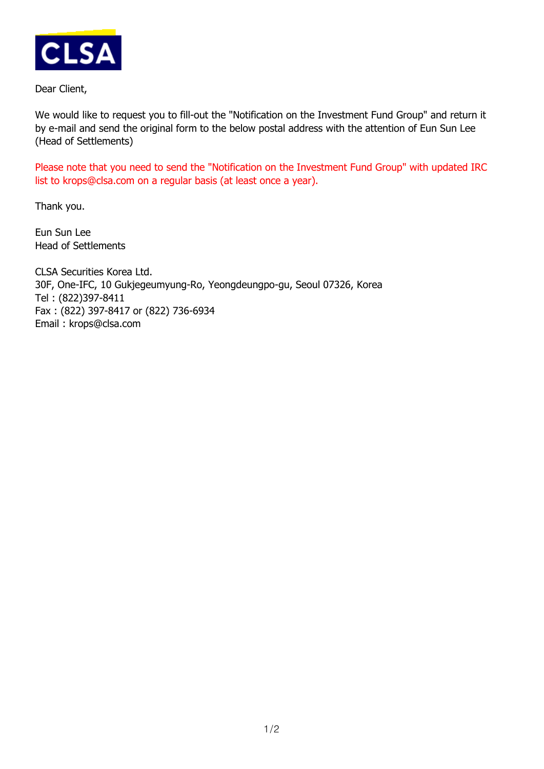CLSA

Dear Client,

We would like to request you to fill-out the "Notification on the Investment Fund Group" and return it by e-mail and send the original form to the below postal address with the attention of Eun Sun Lee (Head of Settlements)

Please note that you need to send the "Notification on the Investment Fund Group" with updated IRC list to krops@clsa.com on a regular basis (at least once a year).

Thank you.

Eun Sun Lee
Head of Settlements

CLSA Securities Korea Ltd.
30F, One-IFC, 10 Gukjegeumyung-Ro, Yeongdeungpo-gu, Seoul 07326, Korea
Tel : (822)397-8411
Fax : (822) 397-8417 or (822) 736-6934
Email : krops@clsa.com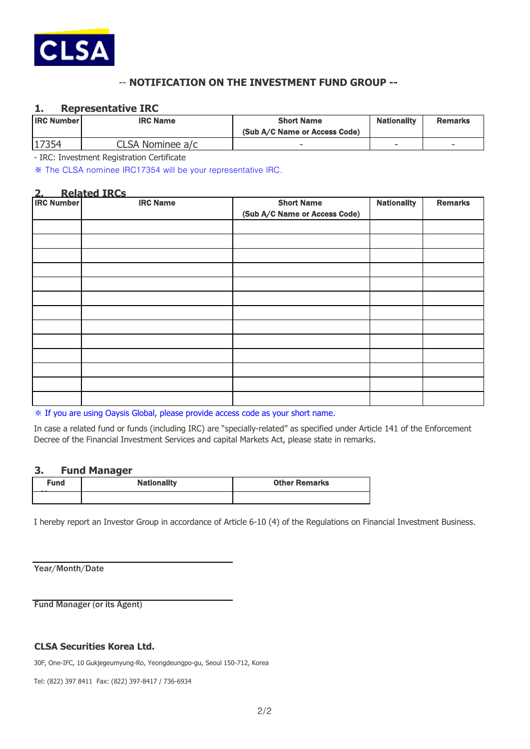CLSA

## -- NOTIFICATION ON THE INVESTMENT FUND GROUP --

### 1. Representative IRC

| IRC Number | IRC Name | Short Name (Sub A/C Name or Access Code) | Nationality | Remarks |
|---|---|---|---|---|
| 17354 | CLSA Nominee a/c | - | - | - |

- IRC: Investment Registration Certificate

※ The CLSA nominee IRC17354 will be your representative IRC.

### 2. Related IRCs

| IRC Number | IRC Name | Short Name (Sub A/C Name or Access Code) | Nationality | Remarks |
|---|---|---|---|---|
| | | | | |
| | | | | |
| | | | | |
| | | | | |
| | | | | |
| | | | | |
| | | | | |
| | | | | |
| | | | | |
| | | | | |
| | | | | |
| | | | | |
| | | | | |

※ If you are using Oaysis Global, please provide access code as your short name.

In case a related fund or funds (including IRC) are "specially-related" as specified under Article 141 of the Enforcement Decree of the Financial Investment Services and capital Markets Act, please state in remarks.

### 3. Fund Manager

| Fund | Nationality | Other Remarks |
|---|---|---|
| | | |

I hereby report an Investor Group in accordance of Article 6-10 (4) of the Regulations on Financial Investment Business.

Year/Month/Date

Fund Manager (or its Agent)

**CLSA Securities Korea Ltd.**

30F, One-IFC, 10 Gukjegeumyung-Ro, Yeongdeungpo-gu, Seoul 150-712, Korea

Tel: (822) 397 8411 Fax: (822) 397-8417 / 736-6934